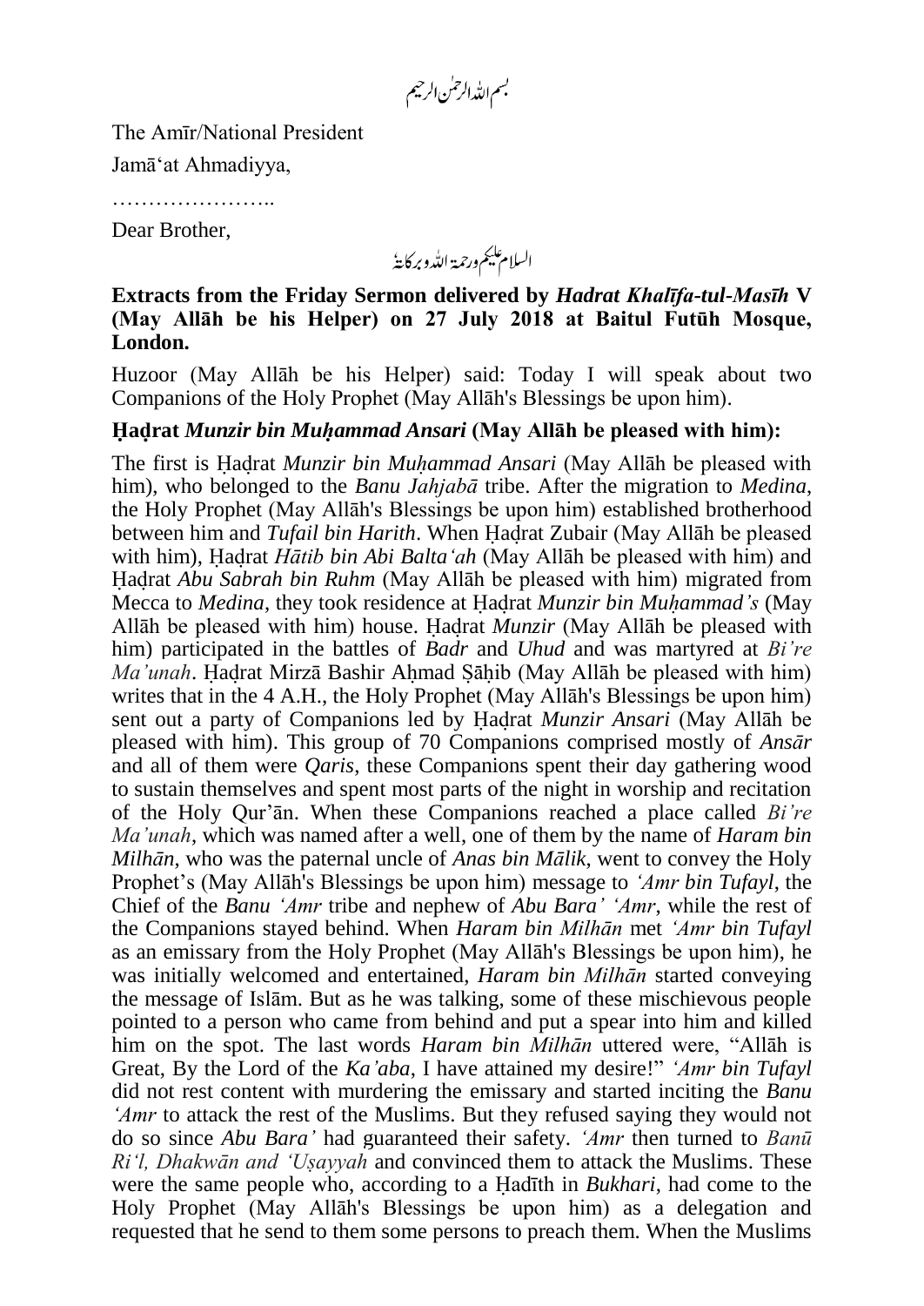بسم اللہ الرحمٰن الرحیم

The Amīr/National President

Jamā'at Ahmadiyya,

…………………..

Dear Brother,

السلام علیکم ورحمۃ اللہ وبرکاتہٗ

**Extracts from the Friday Sermon delivered by *Hadrat Khalīfa-tul-Masīh* V (May Allāh be his Helper) on 27 July 2018 at Baitul Futūh Mosque, London.**

Huzoor (May Allāh be his Helper) said: Today I will speak about two Companions of the Holy Prophet (May Allāh's Blessings be upon him).

**Ḥaḍrat *Munzir bin Muḥammad Ansari* (May Allāh be pleased with him):**

The first is Ḥaḍrat *Munzir bin Muḥammad Ansari* (May Allāh be pleased with him), who belonged to the *Banu Jahjabā* tribe. After the migration to *Medina*, the Holy Prophet (May Allāh's Blessings be upon him) established brotherhood between him and *Tufail bin Harith*. When Ḥaḍrat Zubair (May Allāh be pleased with him), Ḥaḍrat *Hātib bin Abi Balta'ah* (May Allāh be pleased with him) and Ḥaḍrat *Abu Sabrah bin Ruhm* (May Allāh be pleased with him) migrated from Mecca to *Medina*, they took residence at Ḥaḍrat *Munzir bin Muḥammad's* (May Allāh be pleased with him) house. Ḥaḍrat *Munzir* (May Allāh be pleased with him) participated in the battles of *Badr* and *Uhud* and was martyred at *Bi're Ma'unah*. Ḥaḍrat Mirzā Bashir Aḥmad Ṣāḥib (May Allāh be pleased with him) writes that in the 4 A.H., the Holy Prophet (May Allāh's Blessings be upon him) sent out a party of Companions led by Ḥaḍrat *Munzir Ansari* (May Allāh be pleased with him). This group of 70 Companions comprised mostly of *Ansār* and all of them were *Qaris*, these Companions spent their day gathering wood to sustain themselves and spent most parts of the night in worship and recitation of the Holy Qur'ān. When these Companions reached a place called *Bi're Ma'unah*, which was named after a well, one of them by the name of *Haram bin Milhān*, who was the paternal uncle of *Anas bin Mālik*, went to convey the Holy Prophet's (May Allāh's Blessings be upon him) message to *'Amr bin Tufayl*, the Chief of the *Banu 'Amr* tribe and nephew of *Abu Bara' 'Amr*, while the rest of the Companions stayed behind. When *Haram bin Milhān* met *'Amr bin Tufayl* as an emissary from the Holy Prophet (May Allāh's Blessings be upon him), he was initially welcomed and entertained, *Haram bin Milhān* started conveying the message of Islām. But as he was talking, some of these mischievous people pointed to a person who came from behind and put a spear into him and killed him on the spot. The last words *Haram bin Milhān* uttered were, "Allāh is Great, By the Lord of the *Ka'aba*, I have attained my desire!" *'Amr bin Tufayl* did not rest content with murdering the emissary and started inciting the *Banu 'Amr* to attack the rest of the Muslims. But they refused saying they would not do so since *Abu Bara'* had guaranteed their safety. *'Amr* then turned to *Banū Ri'l, Dhakwān and 'Uṣayyah* and convinced them to attack the Muslims. These were the same people who, according to a Ḥadīth in *Bukhari*, had come to the Holy Prophet (May Allāh's Blessings be upon him) as a delegation and requested that he send to them some persons to preach them. When the Muslims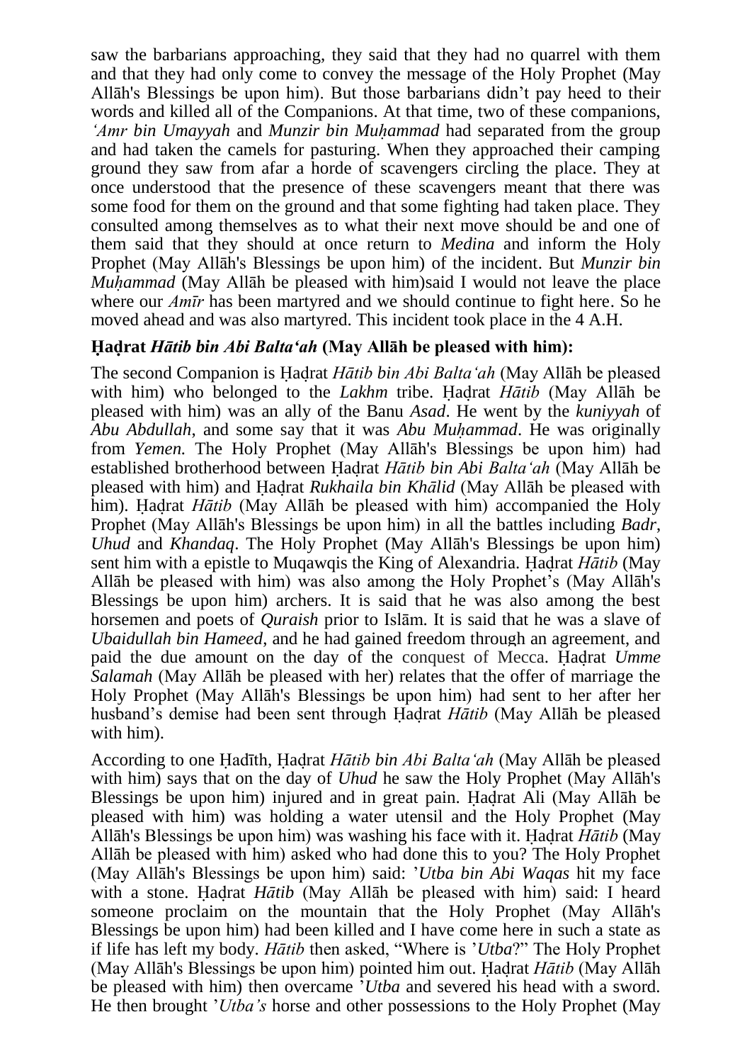saw the barbarians approaching, they said that they had no quarrel with them and that they had only come to convey the message of the Holy Prophet (May Allāh's Blessings be upon him). But those barbarians didn't pay heed to their words and killed all of the Companions. At that time, two of these companions, *'Amr bin Umayyah* and *Munzir bin Muḥammad* had separated from the group and had taken the camels for pasturing. When they approached their camping ground they saw from afar a horde of scavengers circling the place. They at once understood that the presence of these scavengers meant that there was some food for them on the ground and that some fighting had taken place. They consulted among themselves as to what their next move should be and one of them said that they should at once return to *Medina* and inform the Holy Prophet (May Allāh's Blessings be upon him) of the incident. But *Munzir bin Muḥammad* (May Allāh be pleased with him)said I would not leave the place where our *Amīr* has been martyred and we should continue to fight here. So he moved ahead and was also martyred. This incident took place in the 4 A.H.

### Ḥaḍrat *Hātib bin Abi Balta'ah* (May Allāh be pleased with him):

The second Companion is Ḥaḍrat *Hātib bin Abi Balta'ah* (May Allāh be pleased with him) who belonged to the *Lakhm* tribe. Ḥaḍrat *Hātib* (May Allāh be pleased with him) was an ally of the Banu *Asad*. He went by the *kuniyyah* of *Abu Abdullah*, and some say that it was *Abu Muḥammad*. He was originally from *Yemen.* The Holy Prophet (May Allāh's Blessings be upon him) had established brotherhood between Ḥaḍrat *Hātib bin Abi Balta'ah* (May Allāh be pleased with him) and Ḥaḍrat *Rukhaila bin Khālid* (May Allāh be pleased with him). Ḥaḍrat *Hātib* (May Allāh be pleased with him) accompanied the Holy Prophet (May Allāh's Blessings be upon him) in all the battles including *Badr*, *Uhud* and *Khandaq*. The Holy Prophet (May Allāh's Blessings be upon him) sent him with a epistle to Muqawqis the King of Alexandria. Ḥaḍrat *Hātib* (May Allāh be pleased with him) was also among the Holy Prophet's (May Allāh's Blessings be upon him) archers. It is said that he was also among the best horsemen and poets of *Quraish* prior to Islām. It is said that he was a slave of *Ubaidullah bin Hameed*, and he had gained freedom through an agreement, and paid the due amount on the day of the conquest of Mecca. Ḥaḍrat *Umme Salamah* (May Allāh be pleased with her) relates that the offer of marriage the Holy Prophet (May Allāh's Blessings be upon him) had sent to her after her husband's demise had been sent through Ḥaḍrat *Hātib* (May Allāh be pleased with him).

According to one Ḥadīth, Ḥaḍrat *Hātib bin Abi Balta'ah* (May Allāh be pleased with him) says that on the day of *Uhud* he saw the Holy Prophet (May Allāh's Blessings be upon him) injured and in great pain. Ḥaḍrat Ali (May Allāh be pleased with him) was holding a water utensil and the Holy Prophet (May Allāh's Blessings be upon him) was washing his face with it. Ḥaḍrat *Hātib* (May Allāh be pleased with him) asked who had done this to you? The Holy Prophet (May Allāh's Blessings be upon him) said: '*Utba bin Abi Waqas* hit my face with a stone. Ḥaḍrat *Hātib* (May Allāh be pleased with him) said: I heard someone proclaim on the mountain that the Holy Prophet (May Allāh's Blessings be upon him) had been killed and I have come here in such a state as if life has left my body. *Hātib* then asked, "Where is '*Utba*?" The Holy Prophet (May Allāh's Blessings be upon him) pointed him out. Ḥaḍrat *Hātib* (May Allāh be pleased with him) then overcame '*Utba* and severed his head with a sword. He then brought '*Utba's* horse and other possessions to the Holy Prophet (May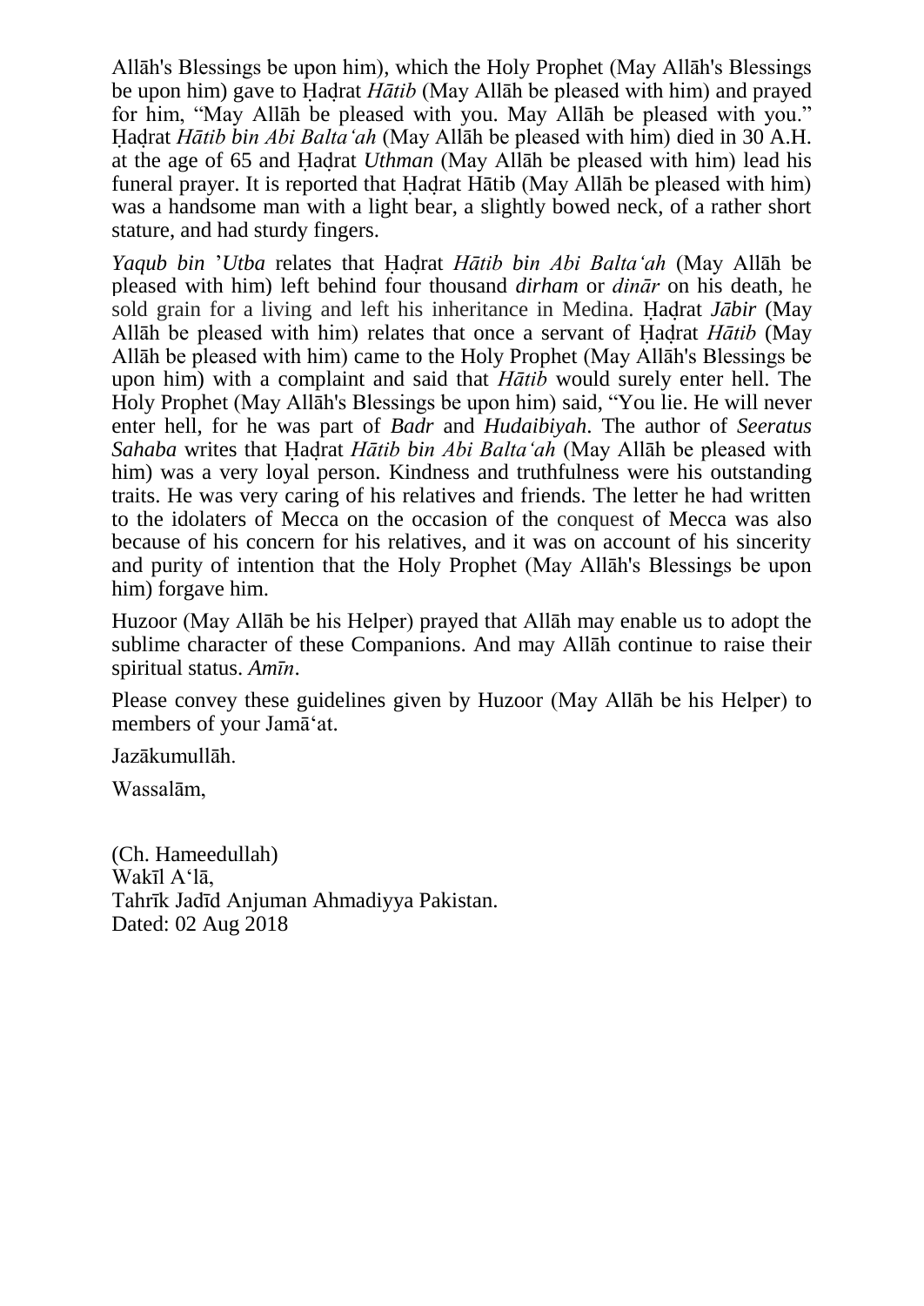Allāh's Blessings be upon him), which the Holy Prophet (May Allāh's Blessings be upon him) gave to Ḥaḍrat *Hātib* (May Allāh be pleased with him) and prayed for him, "May Allāh be pleased with you. May Allāh be pleased with you." Ḥaḍrat *Hātib bin Abi Balta'ah* (May Allāh be pleased with him) died in 30 A.H. at the age of 65 and Ḥaḍrat *Uthman* (May Allāh be pleased with him) lead his funeral prayer. It is reported that Ḥaḍrat Hātib (May Allāh be pleased with him) was a handsome man with a light bear, a slightly bowed neck, of a rather short stature, and had sturdy fingers.

*Yaqub bin 'Utba* relates that Ḥaḍrat *Hātib bin Abi Balta'ah* (May Allāh be pleased with him) left behind four thousand *dirham* or *dinār* on his death, he sold grain for a living and left his inheritance in Medina. Ḥaḍrat *Jābir* (May Allāh be pleased with him) relates that once a servant of Ḥaḍrat *Hātib* (May Allāh be pleased with him) came to the Holy Prophet (May Allāh's Blessings be upon him) with a complaint and said that *Hātib* would surely enter hell. The Holy Prophet (May Allāh's Blessings be upon him) said, "You lie. He will never enter hell, for he was part of *Badr* and *Hudaibiyah*. The author of *Seeratus Sahaba* writes that Ḥaḍrat *Hātib bin Abi Balta'ah* (May Allāh be pleased with him) was a very loyal person. Kindness and truthfulness were his outstanding traits. He was very caring of his relatives and friends. The letter he had written to the idolaters of Mecca on the occasion of the conquest of Mecca was also because of his concern for his relatives, and it was on account of his sincerity and purity of intention that the Holy Prophet (May Allāh's Blessings be upon him) forgave him.

Huzoor (May Allāh be his Helper) prayed that Allāh may enable us to adopt the sublime character of these Companions. And may Allāh continue to raise their spiritual status. *Amīn*.

Please convey these guidelines given by Huzoor (May Allāh be his Helper) to members of your Jamā'at.

Jazākumullāh.

Wassalām,

(Ch. Hameedullah)
Wakīl A'lā,
Tahrīk Jadīd Anjuman Ahmadiyya Pakistan.
Dated: 02 Aug 2018